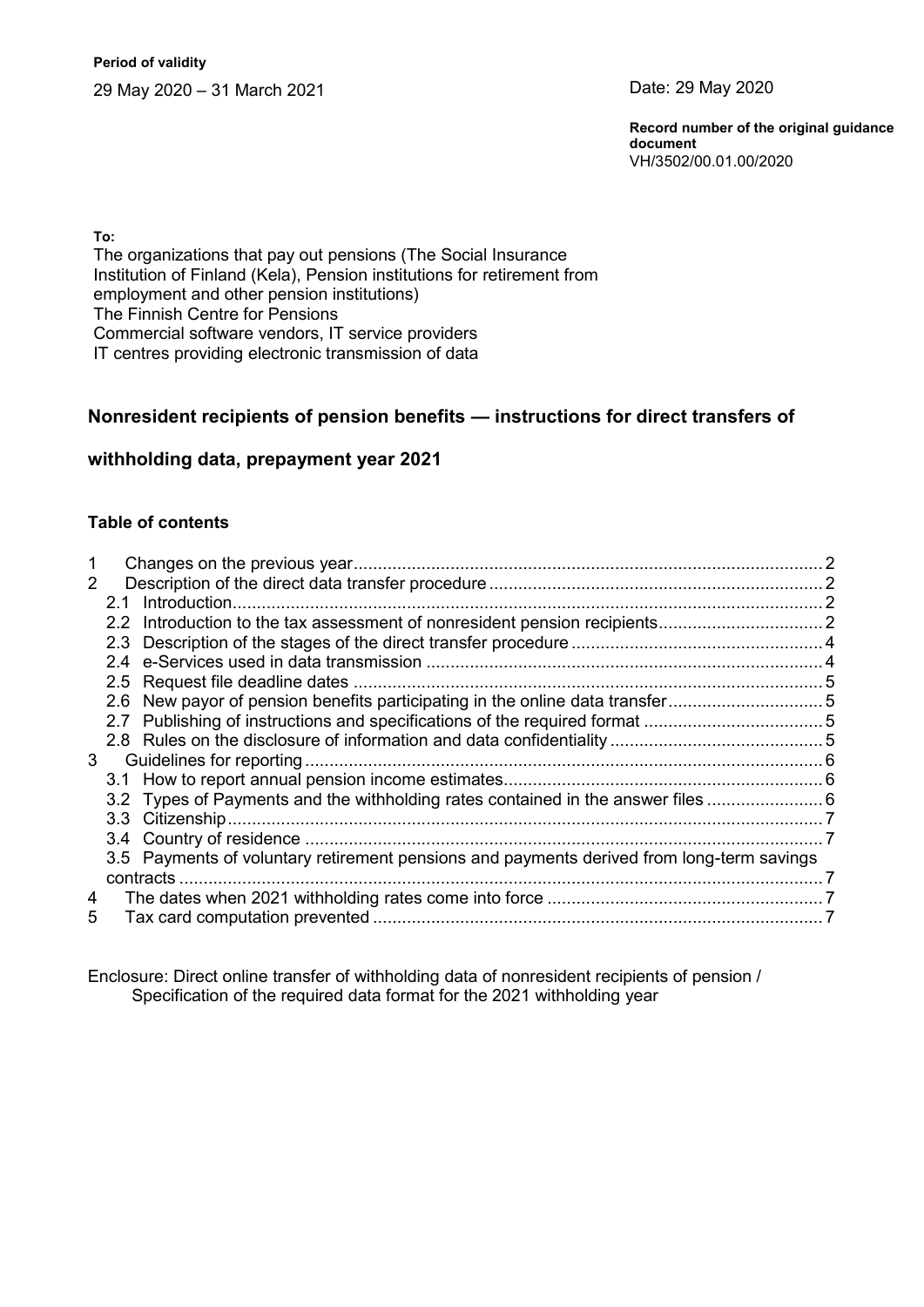**Period of validity**

29 May 2020 – 31 March 2021

Date: 29 May 2020

**Record number of the original guidance document**
VH/3502/00.01.00/2020

**To:**
The organizations that pay out pensions (The Social Insurance Institution of Finland (Kela), Pension institutions for retirement from employment and other pension institutions)
The Finnish Centre for Pensions
Commercial software vendors, IT service providers
IT centres providing electronic transmission of data

# Nonresident recipients of pension benefits — instructions for direct transfers of withholding data, prepayment year 2021

## Table of contents

1 Changes on the previous year .... 2
2 Description of the direct data transfer procedure .... 2
 2.1 Introduction .... 2
 2.2 Introduction to the tax assessment of nonresident pension recipients .... 2
 2.3 Description of the stages of the direct transfer procedure .... 4
 2.4 e-Services used in data transmission .... 4
 2.5 Request file deadline dates .... 5
 2.6 New payor of pension benefits participating in the online data transfer .... 5
 2.7 Publishing of instructions and specifications of the required format .... 5
 2.8 Rules on the disclosure of information and data confidentiality .... 5
3 Guidelines for reporting .... 6
 3.1 How to report annual pension income estimates .... 6
 3.2 Types of Payments and the withholding rates contained in the answer files .... 6
 3.3 Citizenship .... 7
 3.4 Country of residence .... 7
 3.5 Payments of voluntary retirement pensions and payments derived from long-term savings contracts .... 7
4 The dates when 2021 withholding rates come into force .... 7
5 Tax card computation prevented .... 7

Enclosure: Direct online transfer of withholding data of nonresident recipients of pension / Specification of the required data format for the 2021 withholding year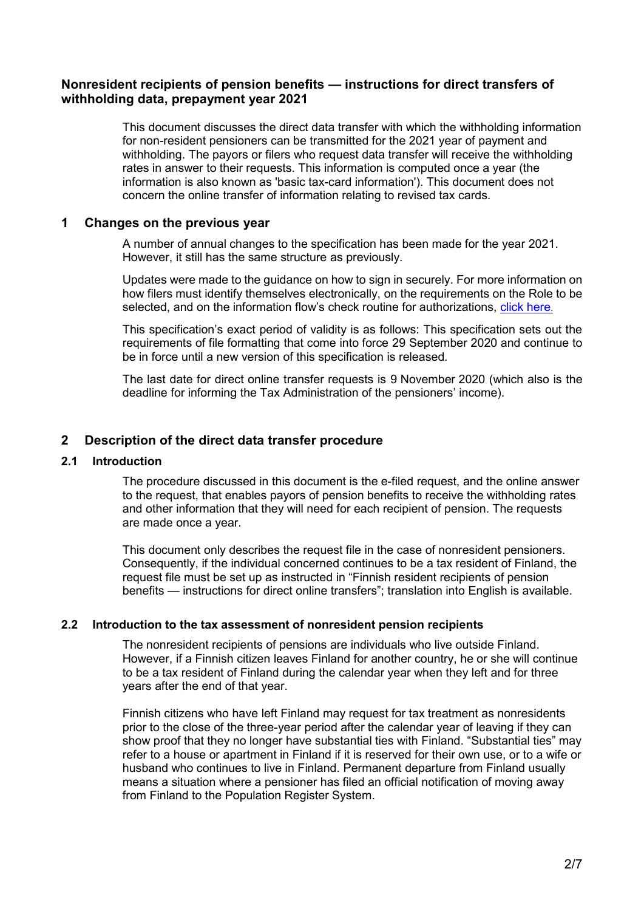# Nonresident recipients of pension benefits — instructions for direct transfers of withholding data, prepayment year 2021

This document discusses the direct data transfer with which the withholding information for non-resident pensioners can be transmitted for the 2021 year of payment and withholding. The payors or filers who request data transfer will receive the withholding rates in answer to their requests. This information is computed once a year (the information is also known as 'basic tax-card information'). This document does not concern the online transfer of information relating to revised tax cards.

## 1 Changes on the previous year

A number of annual changes to the specification has been made for the year 2021. However, it still has the same structure as previously.

Updates were made to the guidance on how to sign in securely. For more information on how filers must identify themselves electronically, on the requirements on the Role to be selected, and on the information flow's check routine for authorizations, click here.

This specification's exact period of validity is as follows: This specification sets out the requirements of file formatting that come into force 29 September 2020 and continue to be in force until a new version of this specification is released.

The last date for direct online transfer requests is 9 November 2020 (which also is the deadline for informing the Tax Administration of the pensioners' income).

## 2 Description of the direct data transfer procedure

### 2.1 Introduction

The procedure discussed in this document is the e-filed request, and the online answer to the request, that enables payors of pension benefits to receive the withholding rates and other information that they will need for each recipient of pension. The requests are made once a year.

This document only describes the request file in the case of nonresident pensioners. Consequently, if the individual concerned continues to be a tax resident of Finland, the request file must be set up as instructed in "Finnish resident recipients of pension benefits — instructions for direct online transfers"; translation into English is available.

### 2.2 Introduction to the tax assessment of nonresident pension recipients

The nonresident recipients of pensions are individuals who live outside Finland. However, if a Finnish citizen leaves Finland for another country, he or she will continue to be a tax resident of Finland during the calendar year when they left and for three years after the end of that year.

Finnish citizens who have left Finland may request for tax treatment as nonresidents prior to the close of the three-year period after the calendar year of leaving if they can show proof that they no longer have substantial ties with Finland. "Substantial ties" may refer to a house or apartment in Finland if it is reserved for their own use, or to a wife or husband who continues to live in Finland. Permanent departure from Finland usually means a situation where a pensioner has filed an official notification of moving away from Finland to the Population Register System.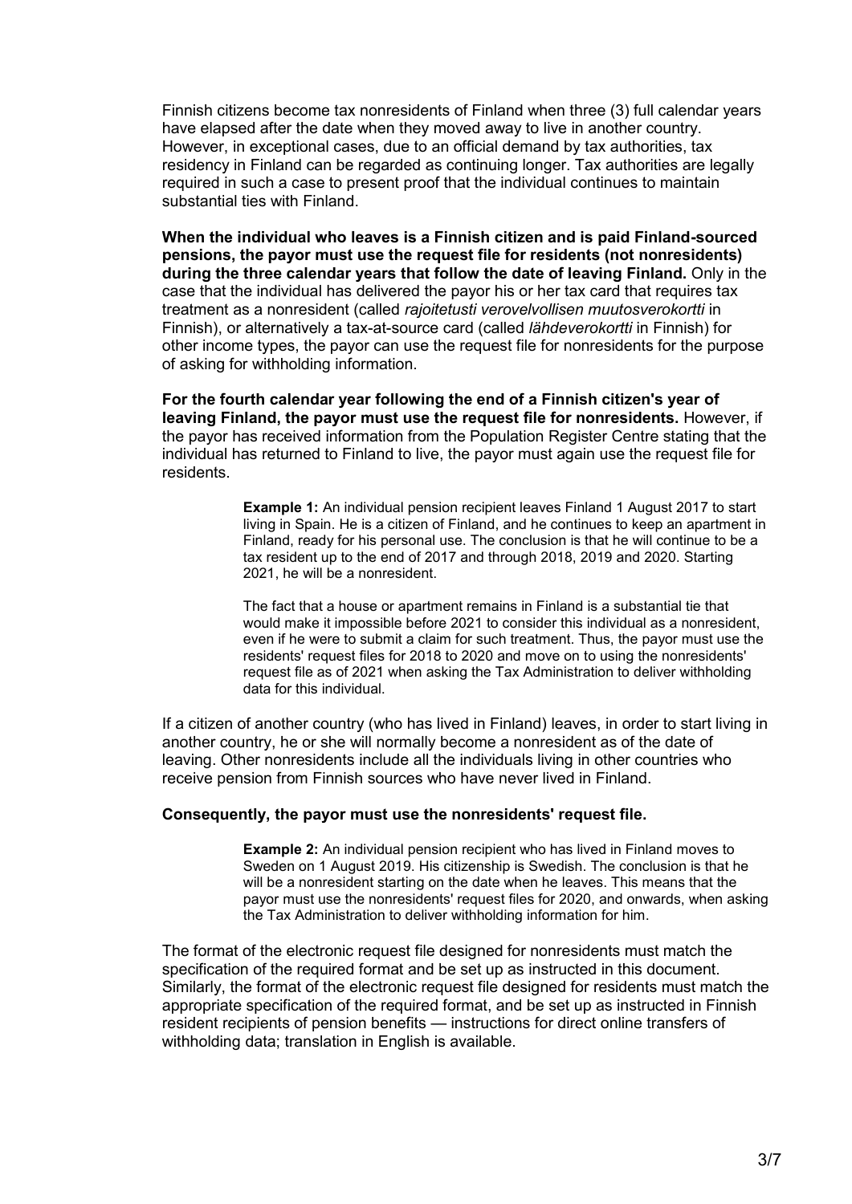Finnish citizens become tax nonresidents of Finland when three (3) full calendar years have elapsed after the date when they moved away to live in another country. However, in exceptional cases, due to an official demand by tax authorities, tax residency in Finland can be regarded as continuing longer. Tax authorities are legally required in such a case to present proof that the individual continues to maintain substantial ties with Finland.

**When the individual who leaves is a Finnish citizen and is paid Finland-sourced pensions, the payor must use the request file for residents (not nonresidents) during the three calendar years that follow the date of leaving Finland.** Only in the case that the individual has delivered the payor his or her tax card that requires tax treatment as a nonresident (called *rajoitetusti verovelvollisen muutosverokortti* in Finnish), or alternatively a tax-at-source card (called *lähdeverokortti* in Finnish) for other income types, the payor can use the request file for nonresidents for the purpose of asking for withholding information.

**For the fourth calendar year following the end of a Finnish citizen's year of leaving Finland, the payor must use the request file for nonresidents.** However, if the payor has received information from the Population Register Centre stating that the individual has returned to Finland to live, the payor must again use the request file for residents.

> **Example 1:** An individual pension recipient leaves Finland 1 August 2017 to start living in Spain. He is a citizen of Finland, and he continues to keep an apartment in Finland, ready for his personal use. The conclusion is that he will continue to be a tax resident up to the end of 2017 and through 2018, 2019 and 2020. Starting 2021, he will be a nonresident.
>
> The fact that a house or apartment remains in Finland is a substantial tie that would make it impossible before 2021 to consider this individual as a nonresident, even if he were to submit a claim for such treatment. Thus, the payor must use the residents' request files for 2018 to 2020 and move on to using the nonresidents' request file as of 2021 when asking the Tax Administration to deliver withholding data for this individual.

If a citizen of another country (who has lived in Finland) leaves, in order to start living in another country, he or she will normally become a nonresident as of the date of leaving. Other nonresidents include all the individuals living in other countries who receive pension from Finnish sources who have never lived in Finland.

**Consequently, the payor must use the nonresidents' request file.**

> **Example 2:** An individual pension recipient who has lived in Finland moves to Sweden on 1 August 2019. His citizenship is Swedish. The conclusion is that he will be a nonresident starting on the date when he leaves. This means that the payor must use the nonresidents' request files for 2020, and onwards, when asking the Tax Administration to deliver withholding information for him.

The format of the electronic request file designed for nonresidents must match the specification of the required format and be set up as instructed in this document. Similarly, the format of the electronic request file designed for residents must match the appropriate specification of the required format, and be set up as instructed in Finnish resident recipients of pension benefits — instructions for direct online transfers of withholding data; translation in English is available.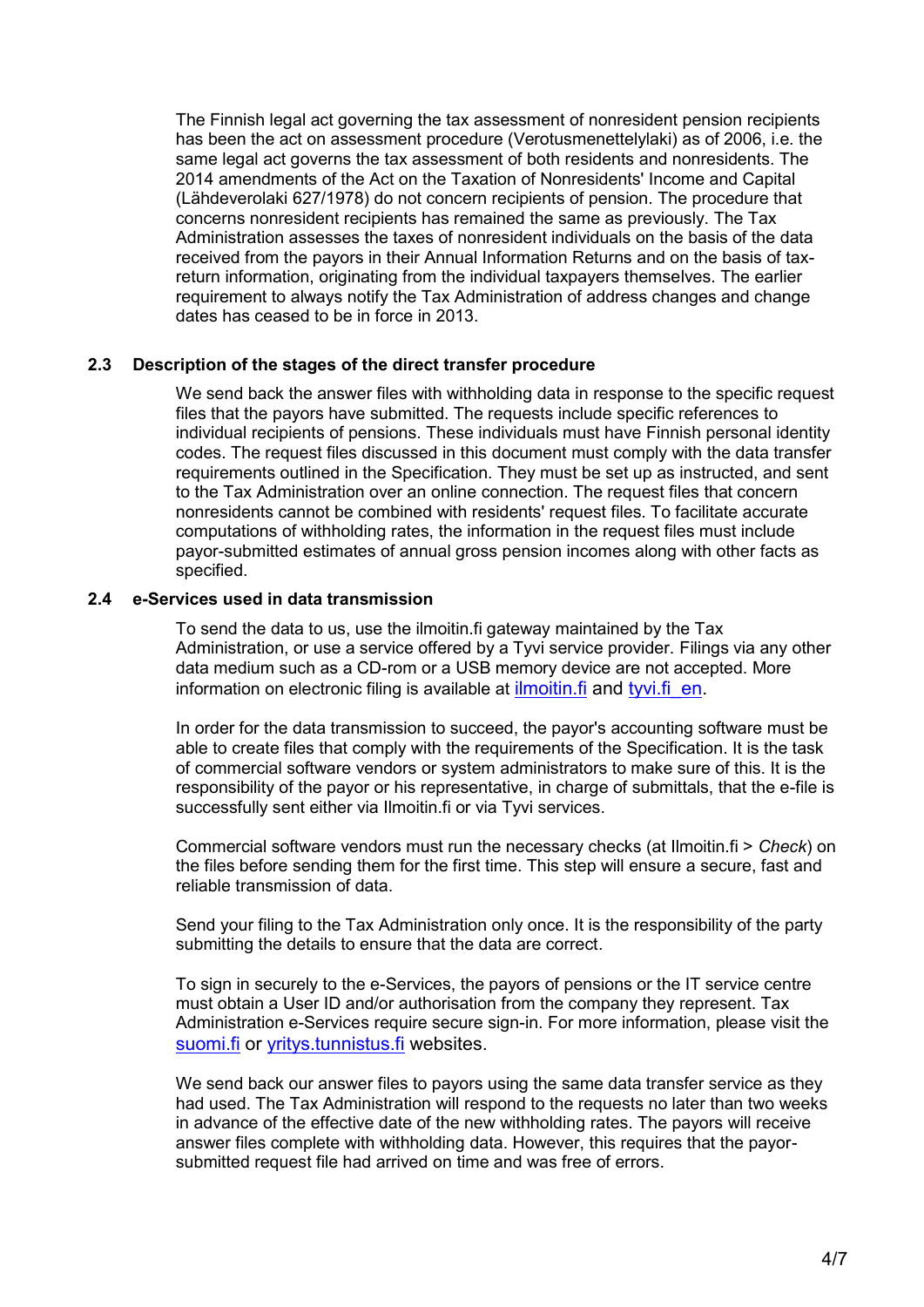The Finnish legal act governing the tax assessment of nonresident pension recipients has been the act on assessment procedure (Verotusmenettelylaki) as of 2006, i.e. the same legal act governs the tax assessment of both residents and nonresidents. The 2014 amendments of the Act on the Taxation of Nonresidents' Income and Capital (Lähdeverolaki 627/1978) do not concern recipients of pension. The procedure that concerns nonresident recipients has remained the same as previously. The Tax Administration assesses the taxes of nonresident individuals on the basis of the data received from the payors in their Annual Information Returns and on the basis of tax-return information, originating from the individual taxpayers themselves. The earlier requirement to always notify the Tax Administration of address changes and change dates has ceased to be in force in 2013.

### 2.3 Description of the stages of the direct transfer procedure

We send back the answer files with withholding data in response to the specific request files that the payors have submitted. The requests include specific references to individual recipients of pensions. These individuals must have Finnish personal identity codes. The request files discussed in this document must comply with the data transfer requirements outlined in the Specification. They must be set up as instructed, and sent to the Tax Administration over an online connection. The request files that concern nonresidents cannot be combined with residents' request files. To facilitate accurate computations of withholding rates, the information in the request files must include payor-submitted estimates of annual gross pension incomes along with other facts as specified.

### 2.4 e-Services used in data transmission

To send the data to us, use the ilmoitin.fi gateway maintained by the Tax Administration, or use a service offered by a Tyvi service provider. Filings via any other data medium such as a CD-rom or a USB memory device are not accepted. More information on electronic filing is available at ilmoitin.fi and tyvi.fi_en.

In order for the data transmission to succeed, the payor's accounting software must be able to create files that comply with the requirements of the Specification. It is the task of commercial software vendors or system administrators to make sure of this. It is the responsibility of the payor or his representative, in charge of submittals, that the e-file is successfully sent either via Ilmoitin.fi or via Tyvi services.

Commercial software vendors must run the necessary checks (at Ilmoitin.fi > *Check*) on the files before sending them for the first time. This step will ensure a secure, fast and reliable transmission of data.

Send your filing to the Tax Administration only once. It is the responsibility of the party submitting the details to ensure that the data are correct.

To sign in securely to the e-Services, the payors of pensions or the IT service centre must obtain a User ID and/or authorisation from the company they represent. Tax Administration e-Services require secure sign-in. For more information, please visit the suomi.fi or yritys.tunnistus.fi websites.

We send back our answer files to payors using the same data transfer service as they had used. The Tax Administration will respond to the requests no later than two weeks in advance of the effective date of the new withholding rates. The payors will receive answer files complete with withholding data. However, this requires that the payor-submitted request file had arrived on time and was free of errors.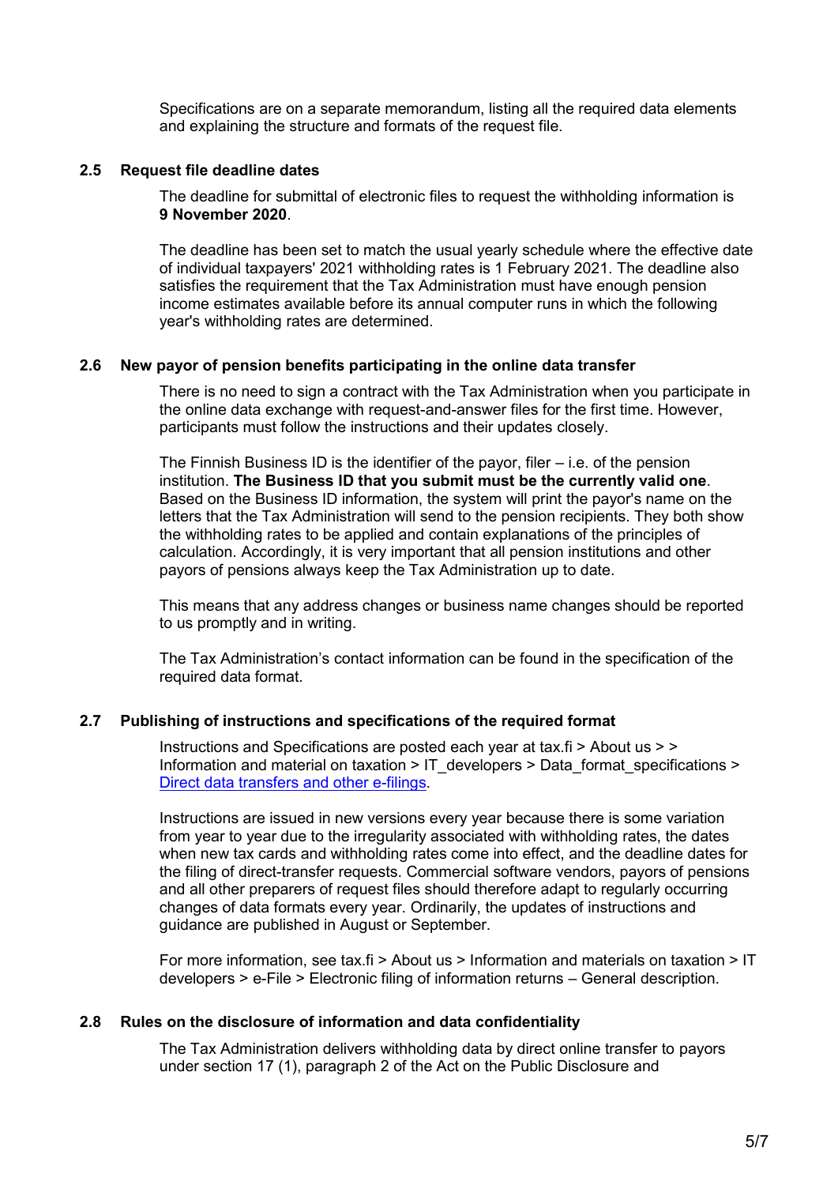Specifications are on a separate memorandum, listing all the required data elements and explaining the structure and formats of the request file.

### 2.5 Request file deadline dates

The deadline for submittal of electronic files to request the withholding information is **9 November 2020**.

The deadline has been set to match the usual yearly schedule where the effective date of individual taxpayers' 2021 withholding rates is 1 February 2021. The deadline also satisfies the requirement that the Tax Administration must have enough pension income estimates available before its annual computer runs in which the following year's withholding rates are determined.

### 2.6 New payor of pension benefits participating in the online data transfer

There is no need to sign a contract with the Tax Administration when you participate in the online data exchange with request-and-answer files for the first time. However, participants must follow the instructions and their updates closely.

The Finnish Business ID is the identifier of the payor, filer – i.e. of the pension institution. **The Business ID that you submit must be the currently valid one**. Based on the Business ID information, the system will print the payor's name on the letters that the Tax Administration will send to the pension recipients. They both show the withholding rates to be applied and contain explanations of the principles of calculation. Accordingly, it is very important that all pension institutions and other payors of pensions always keep the Tax Administration up to date.

This means that any address changes or business name changes should be reported to us promptly and in writing.

The Tax Administration's contact information can be found in the specification of the required data format.

### 2.7 Publishing of instructions and specifications of the required format

Instructions and Specifications are posted each year at tax.fi > About us > > Information and material on taxation > IT_developers > Data_format_specifications > [Direct data transfers and other e-filings](Direct data transfers and other e-filings).

Instructions are issued in new versions every year because there is some variation from year to year due to the irregularity associated with withholding rates, the dates when new tax cards and withholding rates come into effect, and the deadline dates for the filing of direct-transfer requests. Commercial software vendors, payors of pensions and all other preparers of request files should therefore adapt to regularly occurring changes of data formats every year. Ordinarily, the updates of instructions and guidance are published in August or September.

For more information, see tax.fi > About us > Information and materials on taxation > IT developers > e-File > Electronic filing of information returns – General description.

### 2.8 Rules on the disclosure of information and data confidentiality

The Tax Administration delivers withholding data by direct online transfer to payors under section 17 (1), paragraph 2 of the Act on the Public Disclosure and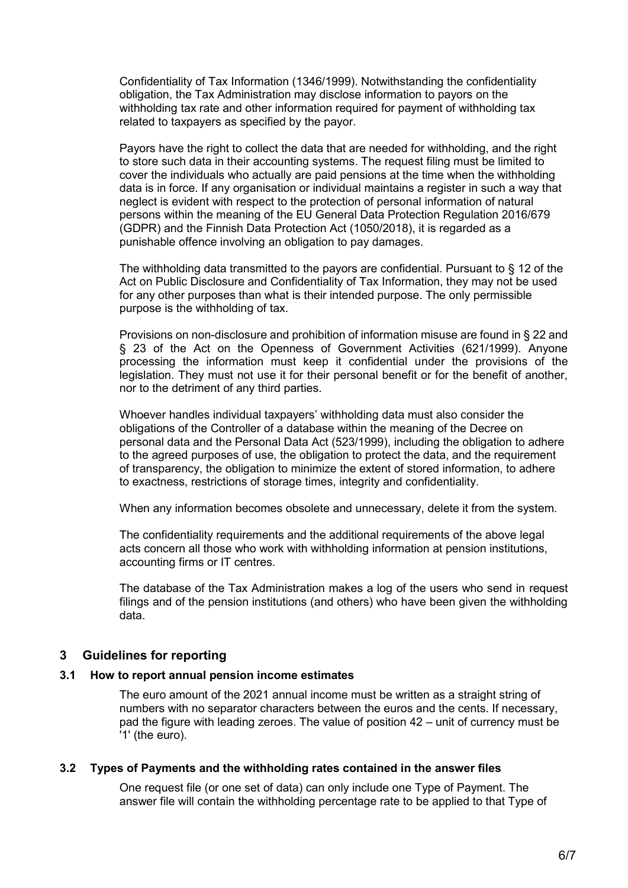Confidentiality of Tax Information (1346/1999). Notwithstanding the confidentiality obligation, the Tax Administration may disclose information to payors on the withholding tax rate and other information required for payment of withholding tax related to taxpayers as specified by the payor.

Payors have the right to collect the data that are needed for withholding, and the right to store such data in their accounting systems. The request filing must be limited to cover the individuals who actually are paid pensions at the time when the withholding data is in force. If any organisation or individual maintains a register in such a way that neglect is evident with respect to the protection of personal information of natural persons within the meaning of the EU General Data Protection Regulation 2016/679 (GDPR) and the Finnish Data Protection Act (1050/2018), it is regarded as a punishable offence involving an obligation to pay damages.

The withholding data transmitted to the payors are confidential. Pursuant to § 12 of the Act on Public Disclosure and Confidentiality of Tax Information, they may not be used for any other purposes than what is their intended purpose. The only permissible purpose is the withholding of tax.

Provisions on non-disclosure and prohibition of information misuse are found in § 22 and § 23 of the Act on the Openness of Government Activities (621/1999). Anyone processing the information must keep it confidential under the provisions of the legislation. They must not use it for their personal benefit or for the benefit of another, nor to the detriment of any third parties.

Whoever handles individual taxpayers' withholding data must also consider the obligations of the Controller of a database within the meaning of the Decree on personal data and the Personal Data Act (523/1999), including the obligation to adhere to the agreed purposes of use, the obligation to protect the data, and the requirement of transparency, the obligation to minimize the extent of stored information, to adhere to exactness, restrictions of storage times, integrity and confidentiality.

When any information becomes obsolete and unnecessary, delete it from the system.

The confidentiality requirements and the additional requirements of the above legal acts concern all those who work with withholding information at pension institutions, accounting firms or IT centres.

The database of the Tax Administration makes a log of the users who send in request filings and of the pension institutions (and others) who have been given the withholding data.

## 3 Guidelines for reporting

### 3.1 How to report annual pension income estimates

The euro amount of the 2021 annual income must be written as a straight string of numbers with no separator characters between the euros and the cents. If necessary, pad the figure with leading zeroes. The value of position 42 – unit of currency must be '1' (the euro).

### 3.2 Types of Payments and the withholding rates contained in the answer files

One request file (or one set of data) can only include one Type of Payment. The answer file will contain the withholding percentage rate to be applied to that Type of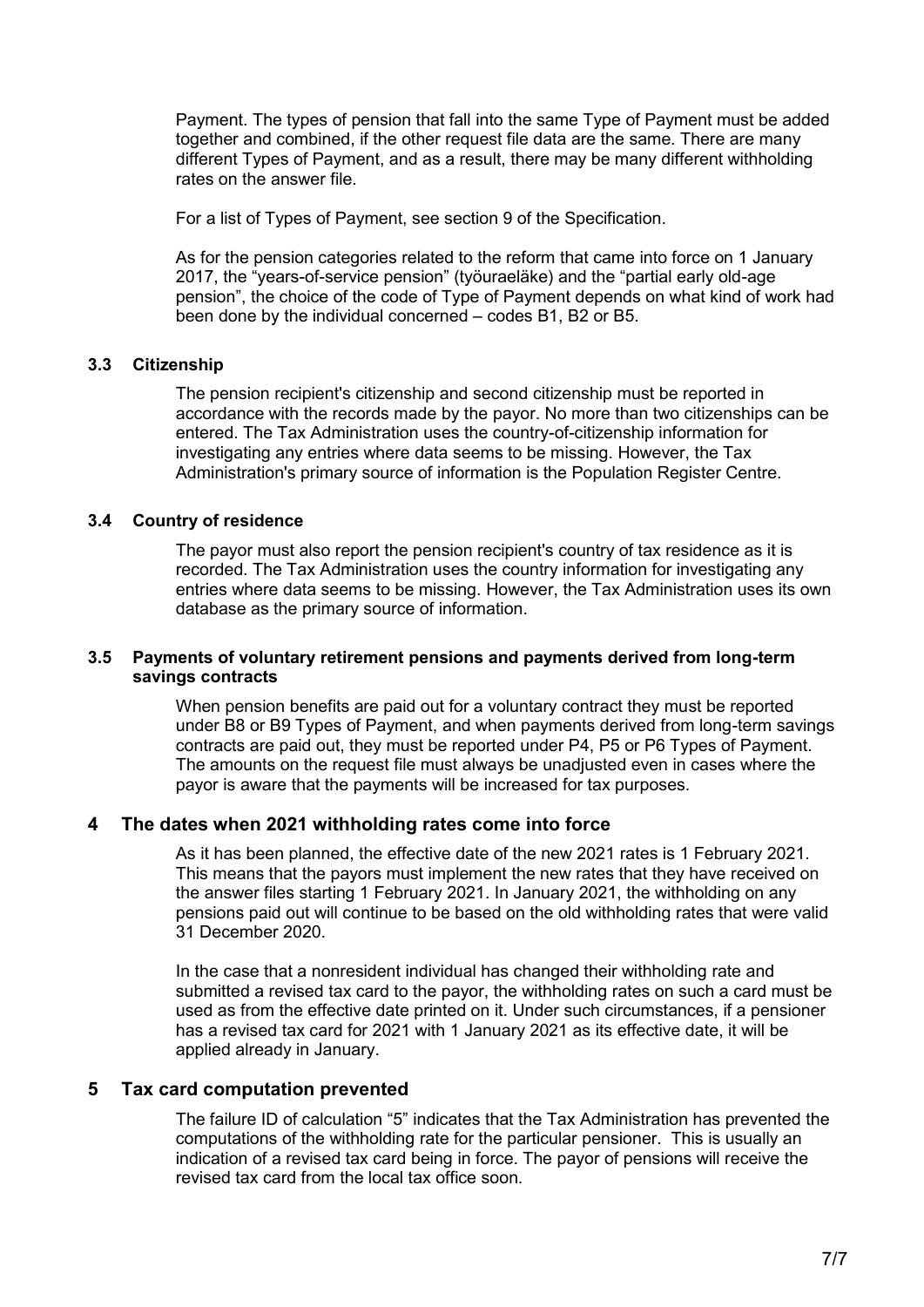Payment. The types of pension that fall into the same Type of Payment must be added together and combined, if the other request file data are the same. There are many different Types of Payment, and as a result, there may be many different withholding rates on the answer file.

For a list of Types of Payment, see section 9 of the Specification.

As for the pension categories related to the reform that came into force on 1 January 2017, the "years-of-service pension" (työuraeläke) and the "partial early old-age pension", the choice of the code of Type of Payment depends on what kind of work had been done by the individual concerned – codes B1, B2 or B5.

### 3.3 Citizenship

The pension recipient's citizenship and second citizenship must be reported in accordance with the records made by the payor. No more than two citizenships can be entered. The Tax Administration uses the country-of-citizenship information for investigating any entries where data seems to be missing. However, the Tax Administration's primary source of information is the Population Register Centre.

### 3.4 Country of residence

The payor must also report the pension recipient's country of tax residence as it is recorded. The Tax Administration uses the country information for investigating any entries where data seems to be missing. However, the Tax Administration uses its own database as the primary source of information.

### 3.5 Payments of voluntary retirement pensions and payments derived from long-term savings contracts

When pension benefits are paid out for a voluntary contract they must be reported under B8 or B9 Types of Payment, and when payments derived from long-term savings contracts are paid out, they must be reported under P4, P5 or P6 Types of Payment. The amounts on the request file must always be unadjusted even in cases where the payor is aware that the payments will be increased for tax purposes.

## 4 The dates when 2021 withholding rates come into force

As it has been planned, the effective date of the new 2021 rates is 1 February 2021. This means that the payors must implement the new rates that they have received on the answer files starting 1 February 2021. In January 2021, the withholding on any pensions paid out will continue to be based on the old withholding rates that were valid 31 December 2020.

In the case that a nonresident individual has changed their withholding rate and submitted a revised tax card to the payor, the withholding rates on such a card must be used as from the effective date printed on it. Under such circumstances, if a pensioner has a revised tax card for 2021 with 1 January 2021 as its effective date, it will be applied already in January.

## 5 Tax card computation prevented

The failure ID of calculation "5" indicates that the Tax Administration has prevented the computations of the withholding rate for the particular pensioner. This is usually an indication of a revised tax card being in force. The payor of pensions will receive the revised tax card from the local tax office soon.